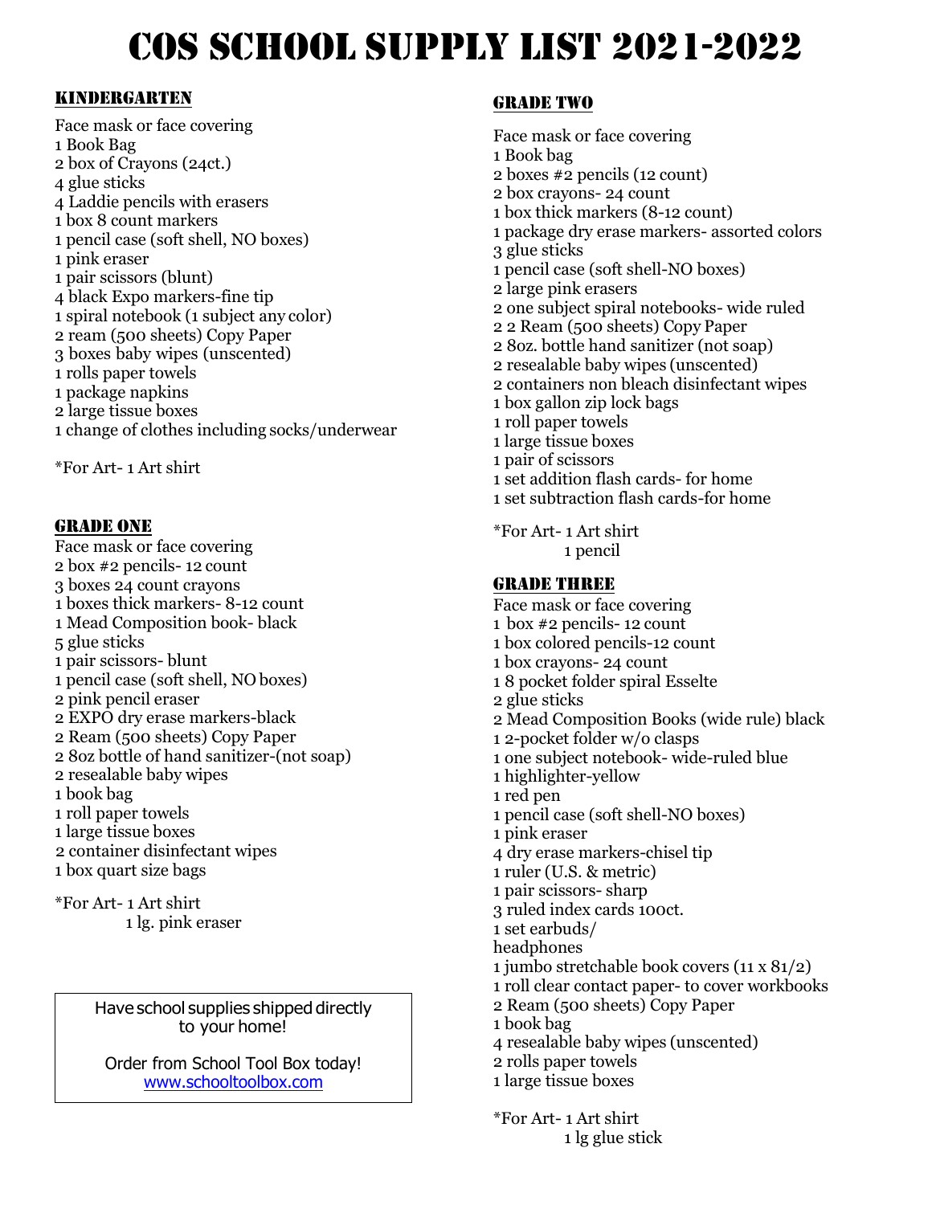# COS SCHOOL SUPPLY LIST 2021-2022

## KINDERGARTEN

Face mask or face covering
1 Book Bag
2 box of Crayons (24ct.)
4 glue sticks
4 Laddie pencils with erasers
1 box 8 count markers
1 pencil case (soft shell, NO boxes)
1 pink eraser
1 pair scissors (blunt)
4 black Expo markers-fine tip
1 spiral notebook (1 subject any color)
2 ream (500 sheets) Copy Paper
3 boxes baby wipes (unscented)
1 rolls paper towels
1 package napkins
2 large tissue boxes
1 change of clothes including socks/underwear

*For Art- 1 Art shirt

## GRADE ONE

Face mask or face covering
2 box #2 pencils- 12 count
3 boxes 24 count crayons
1 boxes thick markers- 8-12 count
1 Mead Composition book- black
5 glue sticks
1 pair scissors- blunt
1 pencil case (soft shell, NO boxes)
2 pink pencil eraser
2 EXPO dry erase markers-black
2 Ream (500 sheets) Copy Paper
2 8oz bottle of hand sanitizer-(not soap)
2 resealable baby wipes
1 book bag
1 roll paper towels
1 large tissue boxes
2 container disinfectant wipes
1 box quart size bags

*For Art- 1 Art shirt
1 lg. pink eraser

Have school supplies shipped directly to your home!

Order from School Tool Box today!
www.schooltoolbox.com

## GRADE TWO

Face mask or face covering
1 Book bag
2 boxes #2 pencils (12 count)
2 box crayons- 24 count
1 box thick markers (8-12 count)
1 package dry erase markers- assorted colors
3 glue sticks
1 pencil case (soft shell-NO boxes)
2 large pink erasers
2 one subject spiral notebooks- wide ruled
2 2 Ream (500 sheets) Copy Paper
2 8oz. bottle hand sanitizer (not soap)
2 resealable baby wipes (unscented)
2 containers non bleach disinfectant wipes
1 box gallon zip lock bags
1 roll paper towels
1 large tissue boxes
1 pair of scissors
1 set addition flash cards- for home
1 set subtraction flash cards-for home

*For Art- 1 Art shirt
1 pencil

## GRADE THREE

Face mask or face covering
1 box #2 pencils- 12 count
1 box colored pencils-12 count
1 box crayons- 24 count
1 8 pocket folder spiral Esselte
2 glue sticks
2 Mead Composition Books (wide rule) black
1 2-pocket folder w/o clasps
1 one subject notebook- wide-ruled blue
1 highlighter-yellow
1 red pen
1 pencil case (soft shell-NO boxes)
1 pink eraser
4 dry erase markers-chisel tip
1 ruler (U.S. & metric)
1 pair scissors- sharp
3 ruled index cards 100ct.
1 set earbuds/
headphones
1 jumbo stretchable book covers (11 x 81/2)
1 roll clear contact paper- to cover workbooks
2 Ream (500 sheets) Copy Paper
1 book bag
4 resealable baby wipes (unscented)
2 rolls paper towels
1 large tissue boxes

*For Art- 1 Art shirt
1 lg glue stick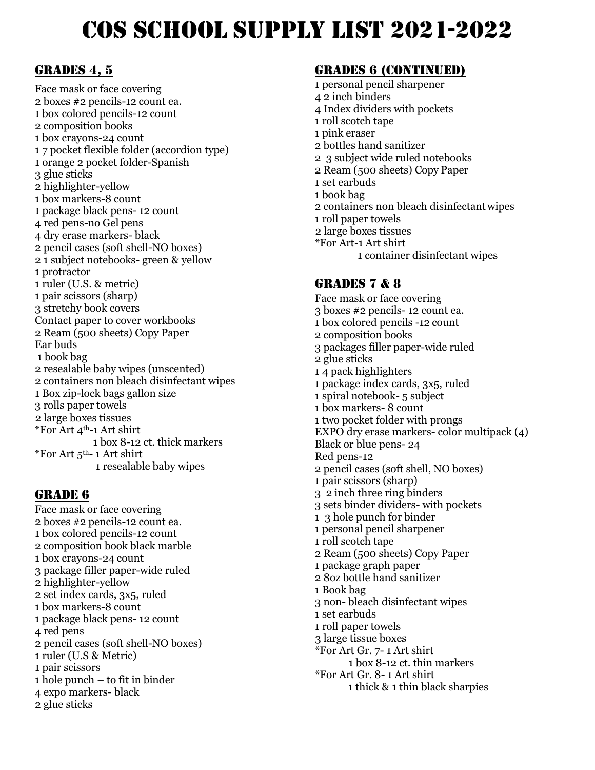# COS SCHOOL SUPPLY LIST 2021-2022

## GRADES 4, 5

Face mask or face covering
2 boxes #2 pencils-12 count ea.
1 box colored pencils-12 count
2 composition books
1 box crayons-24 count
1 7 pocket flexible folder (accordion type)
1 orange 2 pocket folder-Spanish
3 glue sticks
2 highlighter-yellow
1 box markers-8 count
1 package black pens- 12 count
4 red pens-no Gel pens
4 dry erase markers- black
2 pencil cases (soft shell-NO boxes)
2 1 subject notebooks- green & yellow
1 protractor
1 ruler (U.S. & metric)
1 pair scissors (sharp)
3 stretchy book covers
Contact paper to cover workbooks
2 Ream (500 sheets) Copy Paper
Ear buds
1 book bag
2 resealable baby wipes (unscented)
2 containers non bleach disinfectant wipes
1 Box zip-lock bags gallon size
3 rolls paper towels
2 large boxes tissues
*For Art 4th-1 Art shirt
1 box 8-12 ct. thick markers
*For Art 5th- 1 Art shirt
1 resealable baby wipes

## GRADE 6

Face mask or face covering
2 boxes #2 pencils-12 count ea.
1 box colored pencils-12 count
2 composition book black marble
1 box crayons-24 count
3 package filler paper-wide ruled
2 highlighter-yellow
2 set index cards, 3x5, ruled
1 box markers-8 count
1 package black pens- 12 count
4 red pens
2 pencil cases (soft shell-NO boxes)
1 ruler (U.S & Metric)
1 pair scissors
1 hole punch – to fit in binder
4 expo markers- black
2 glue sticks

## GRADES 6 (CONTINUED)

1 personal pencil sharpener
4 2 inch binders
4 Index dividers with pockets
1 roll scotch tape
1 pink eraser
2 bottles hand sanitizer
2 3 subject wide ruled notebooks
2 Ream (500 sheets) Copy Paper
1 set earbuds
1 book bag
2 containers non bleach disinfectant wipes
1 roll paper towels
2 large boxes tissues
*For Art-1 Art shirt
1 container disinfectant wipes

## GRADES 7 & 8

Face mask or face covering
3 boxes #2 pencils- 12 count ea.
1 box colored pencils -12 count
2 composition books
3 packages filler paper-wide ruled
2 glue sticks
1 4 pack highlighters
1 package index cards, 3x5, ruled
1 spiral notebook- 5 subject
1 box markers- 8 count
1 two pocket folder with prongs
EXPO dry erase markers- color multipack (4)
Black or blue pens- 24
Red pens-12
2 pencil cases (soft shell, NO boxes)
1 pair scissors (sharp)
3 2 inch three ring binders
3 sets binder dividers- with pockets
1 3 hole punch for binder
1 personal pencil sharpener
1 roll scotch tape
2 Ream (500 sheets) Copy Paper
1 package graph paper
2 8oz bottle hand sanitizer
1 Book bag
3 non- bleach disinfectant wipes
1 set earbuds
1 roll paper towels
3 large tissue boxes
*For Art Gr. 7- 1 Art shirt
1 box 8-12 ct. thin markers
*For Art Gr. 8- 1 Art shirt
1 thick & 1 thin black sharpies